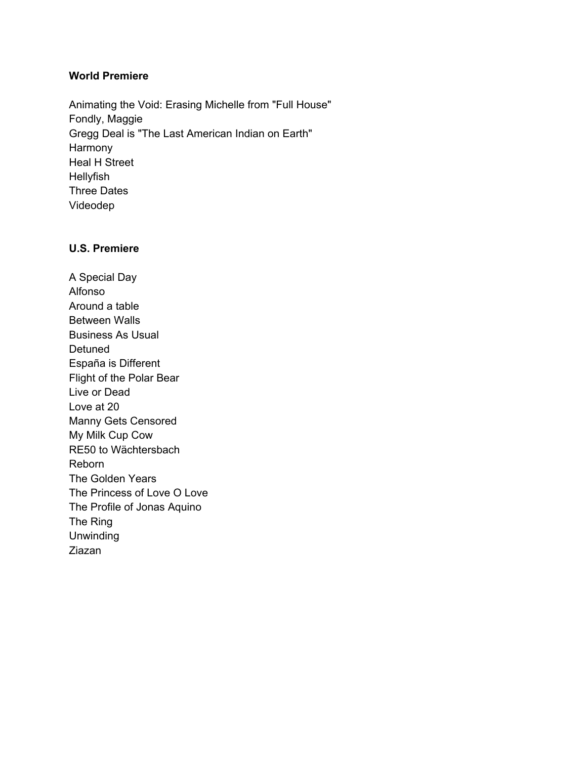**World Premiere**

Animating the Void: Erasing Michelle from "Full House"
Fondly, Maggie
Gregg Deal is "The Last American Indian on Earth"
Harmony
Heal H Street
Hellyfish
Three Dates
Videodep

**U.S. Premiere**

A Special Day
Alfonso
Around a table
Between Walls
Business As Usual
Detuned
España is Different
Flight of the Polar Bear
Live or Dead
Love at 20
Manny Gets Censored
My Milk Cup Cow
RE50 to Wächtersbach
Reborn
The Golden Years
The Princess of Love O Love
The Profile of Jonas Aquino
The Ring
Unwinding
Ziazan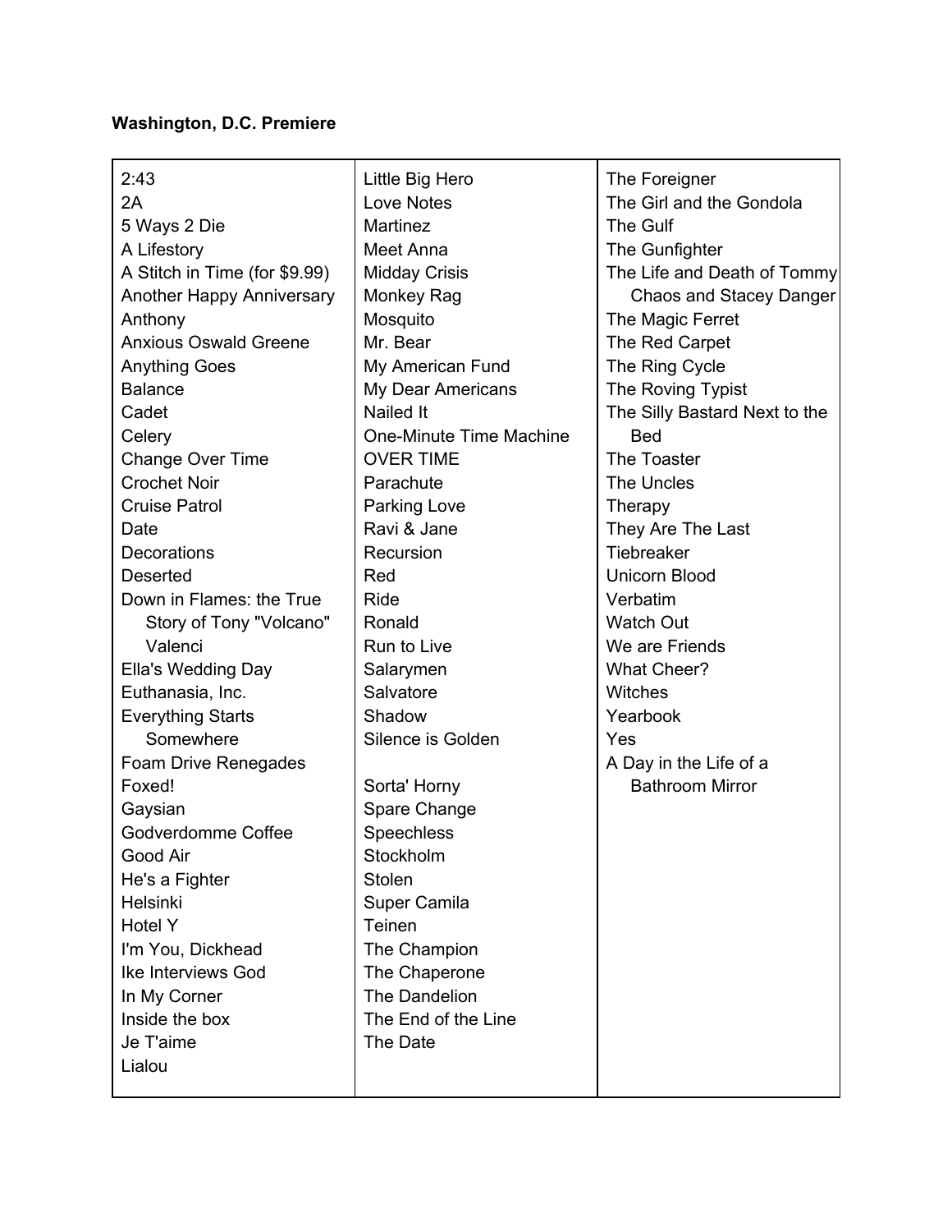**Washington, D.C. Premiere**

| | | |
|---|---|---|
| 2:43<br>2A<br>5 Ways 2 Die<br>A Lifestory<br>A Stitch in Time (for $9.99)<br>Another Happy Anniversary<br>Anthony<br>Anxious Oswald Greene<br>Anything Goes<br>Balance<br>Cadet<br>Celery<br>Change Over Time<br>Crochet Noir<br>Cruise Patrol<br>Date<br>Decorations<br>Deserted<br>Down in Flames: the True Story of Tony "Volcano" Valenci<br>Ella's Wedding Day<br>Euthanasia, Inc.<br>Everything Starts Somewhere<br>Foam Drive Renegades<br>Foxed!<br>Gaysian<br>Godverdomme Coffee<br>Good Air<br>He's a Fighter<br>Helsinki<br>Hotel Y<br>I'm You, Dickhead<br>Ike Interviews God<br>In My Corner<br>Inside the box<br>Je T'aime<br>Lialou | Little Big Hero<br>Love Notes<br>Martinez<br>Meet Anna<br>Midday Crisis<br>Monkey Rag<br>Mosquito<br>Mr. Bear<br>My American Fund<br>My Dear Americans<br>Nailed It<br>One-Minute Time Machine<br>OVER TIME<br>Parachute<br>Parking Love<br>Ravi & Jane<br>Recursion<br>Red<br>Ride<br>Ronald<br>Run to Live<br>Salarymen<br>Salvatore<br>Shadow<br>Silence is Golden<br><br>Sorta' Horny<br>Spare Change<br>Speechless<br>Stockholm<br>Stolen<br>Super Camila<br>Teinen<br>The Champion<br>The Chaperone<br>The Dandelion<br>The End of the Line<br>The Date | The Foreigner<br>The Girl and the Gondola<br>The Gulf<br>The Gunfighter<br>The Life and Death of Tommy Chaos and Stacey Danger<br>The Magic Ferret<br>The Red Carpet<br>The Ring Cycle<br>The Roving Typist<br>The Silly Bastard Next to the Bed<br>The Toaster<br>The Uncles<br>Therapy<br>They Are The Last<br>Tiebreaker<br>Unicorn Blood<br>Verbatim<br>Watch Out<br>We are Friends<br>What Cheer?<br>Witches<br>Yearbook<br>Yes<br>A Day in the Life of a Bathroom Mirror |